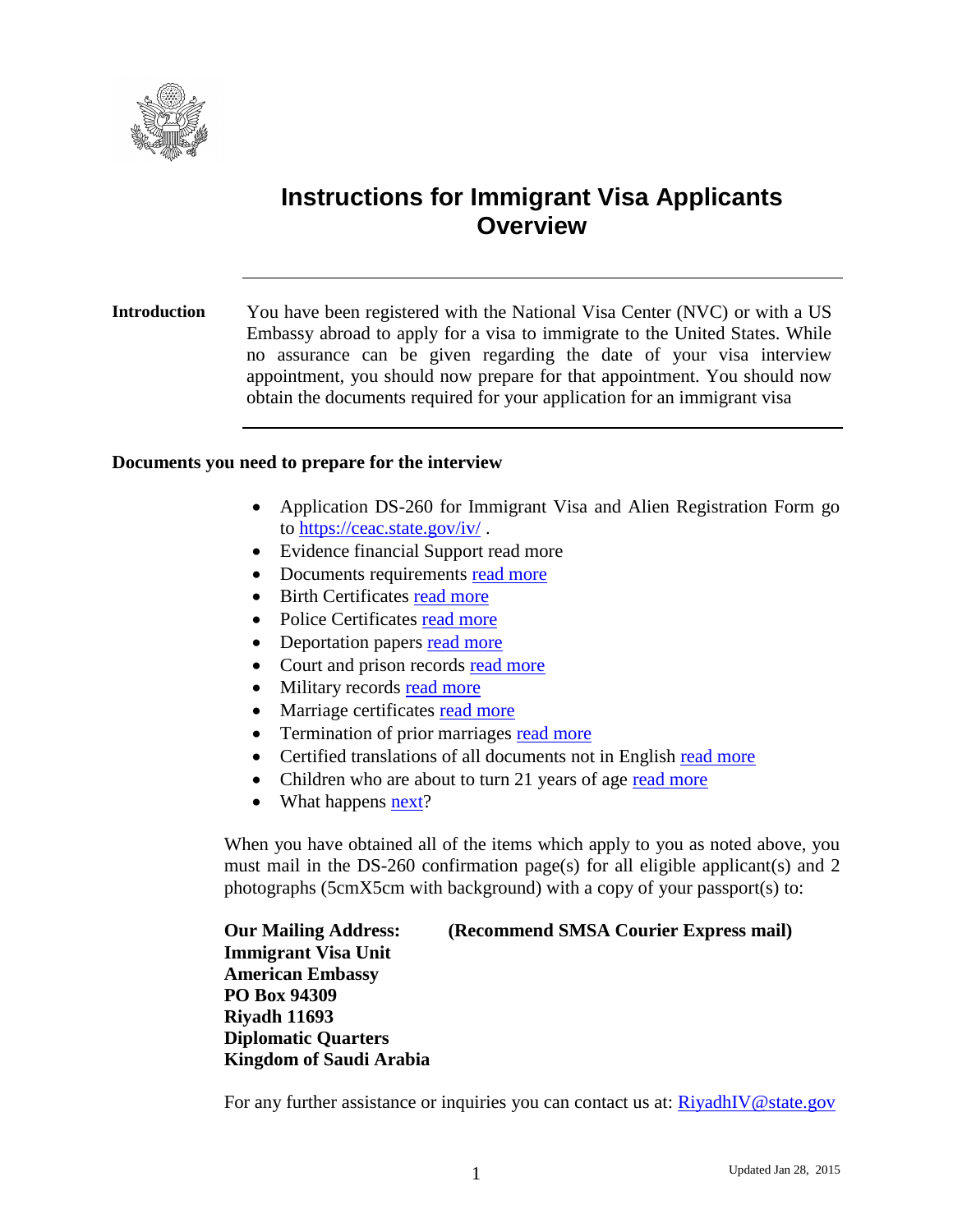# Instructions for Immigrant Visa Applicants Overview

**Introduction**

You have been registered with the National Visa Center (NVC) or with a US Embassy abroad to apply for a visa to immigrate to the United States. While no assurance can be given regarding the date of your visa interview appointment, you should now prepare for that appointment. You should now obtain the documents required for your application for an immigrant visa

**Documents you need to prepare for the interview**

- Application DS-260 for Immigrant Visa and Alien Registration Form go to https://ceac.state.gov/iv/ .
- Evidence financial Support read more
- Documents requirements read more
- Birth Certificates read more
- Police Certificates read more
- Deportation papers read more
- Court and prison records read more
- Military records read more
- Marriage certificates read more
- Termination of prior marriages read more
- Certified translations of all documents not in English read more
- Children who are about to turn 21 years of age read more
- What happens next?

When you have obtained all of the items which apply to you as noted above, you must mail in the DS-260 confirmation page(s) for all eligible applicant(s) and 2 photographs (5cmX5cm with background) with a copy of your passport(s) to:

**Our Mailing Address:** **(Recommend SMSA Courier Express mail)**
**Immigrant Visa Unit**
**American Embassy**
**PO Box 94309**
**Riyadh 11693**
**Diplomatic Quarters**
**Kingdom of Saudi Arabia**

For any further assistance or inquiries you can contact us at: RiyadhIV@state.gov

Updated Jan 28, 2015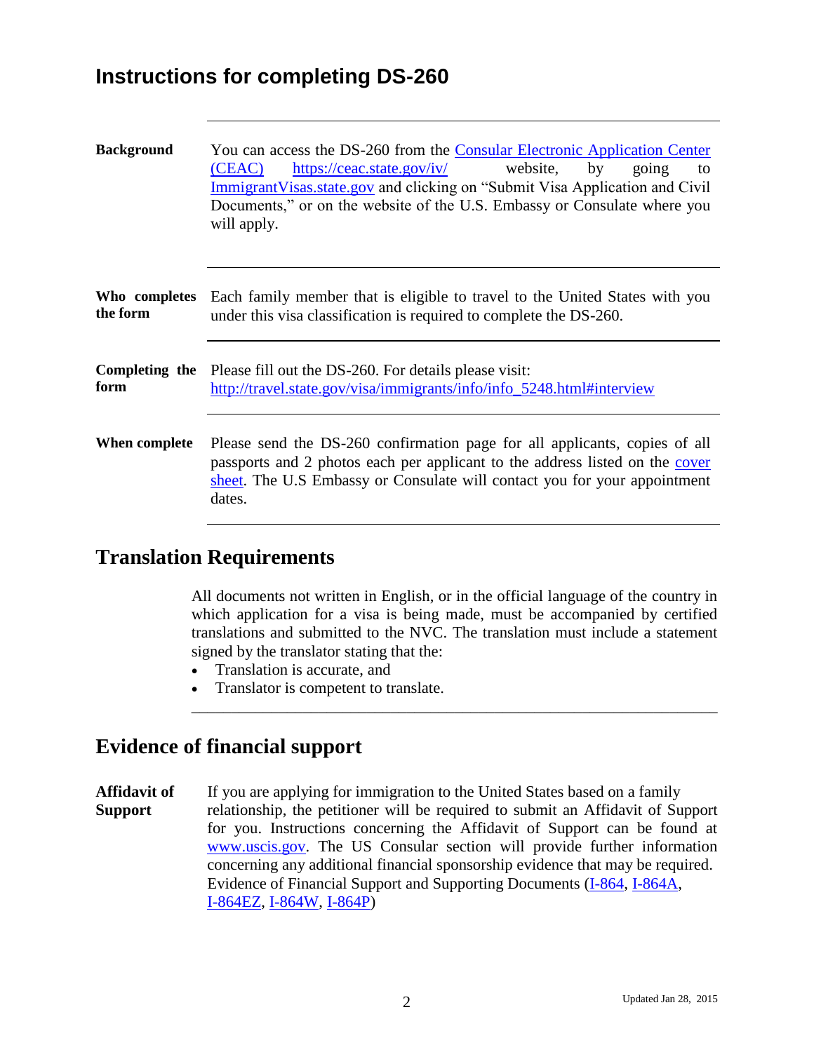# Instructions for completing DS-260

| | |
|---|---|
| **Background** | You can access the DS-260 from the Consular Electronic Application Center (CEAC) https://ceac.state.gov/iv/ website, by going to ImmigrantVisas.state.gov and clicking on "Submit Visa Application and Civil Documents," or on the website of the U.S. Embassy or Consulate where you will apply. |
| **Who completes the form** | Each family member that is eligible to travel to the United States with you under this visa classification is required to complete the DS-260. |
| **Completing the form** | Please fill out the DS-260. For details please visit: http://travel.state.gov/visa/immigrants/info/info_5248.html#interview |
| **When complete** | Please send the DS-260 confirmation page for all applicants, copies of all passports and 2 photos each per applicant to the address listed on the cover sheet. The U.S Embassy or Consulate will contact you for your appointment dates. |

## Translation Requirements

All documents not written in English, or in the official language of the country in which application for a visa is being made, must be accompanied by certified translations and submitted to the NVC. The translation must include a statement signed by the translator stating that the:

- Translation is accurate, and
- Translator is competent to translate.

## Evidence of financial support

**Affidavit of Support**

If you are applying for immigration to the United States based on a family relationship, the petitioner will be required to submit an Affidavit of Support for you. Instructions concerning the Affidavit of Support can be found at www.uscis.gov. The US Consular section will provide further information concerning any additional financial sponsorship evidence that may be required. Evidence of Financial Support and Supporting Documents (I-864, I-864A, I-864EZ, I-864W, I-864P)

Updated Jan 28, 2015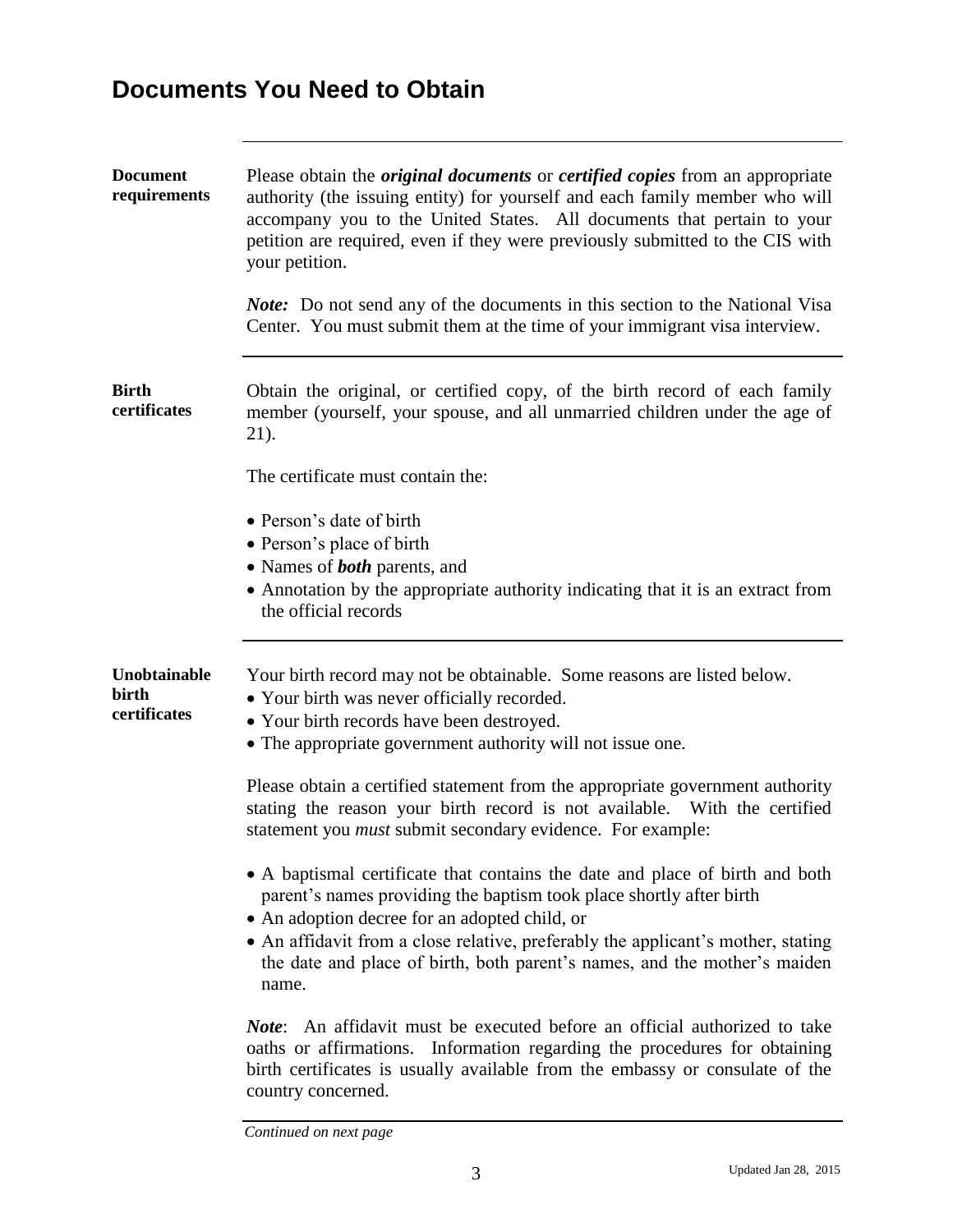# Documents You Need to Obtain

**Document requirements**

Please obtain the ***original documents*** or ***certified copies*** from an appropriate authority (the issuing entity) for yourself and each family member who will accompany you to the United States. All documents that pertain to your petition are required, even if they were previously submitted to the CIS with your petition.

***Note:*** Do not send any of the documents in this section to the National Visa Center. You must submit them at the time of your immigrant visa interview.

---

**Birth certificates**

Obtain the original, or certified copy, of the birth record of each family member (yourself, your spouse, and all unmarried children under the age of 21).

The certificate must contain the:

- Person's date of birth
- Person's place of birth
- Names of ***both*** parents, and
- Annotation by the appropriate authority indicating that it is an extract from the official records

---

**Unobtainable birth certificates**

Your birth record may not be obtainable. Some reasons are listed below.

- Your birth was never officially recorded.
- Your birth records have been destroyed.
- The appropriate government authority will not issue one.

Please obtain a certified statement from the appropriate government authority stating the reason your birth record is not available. With the certified statement you *must* submit secondary evidence. For example:

- A baptismal certificate that contains the date and place of birth and both parent's names providing the baptism took place shortly after birth
- An adoption decree for an adopted child, or
- An affidavit from a close relative, preferably the applicant's mother, stating the date and place of birth, both parent's names, and the mother's maiden name.

***Note***: An affidavit must be executed before an official authorized to take oaths or affirmations. Information regarding the procedures for obtaining birth certificates is usually available from the embassy or consulate of the country concerned.

*Continued on next page*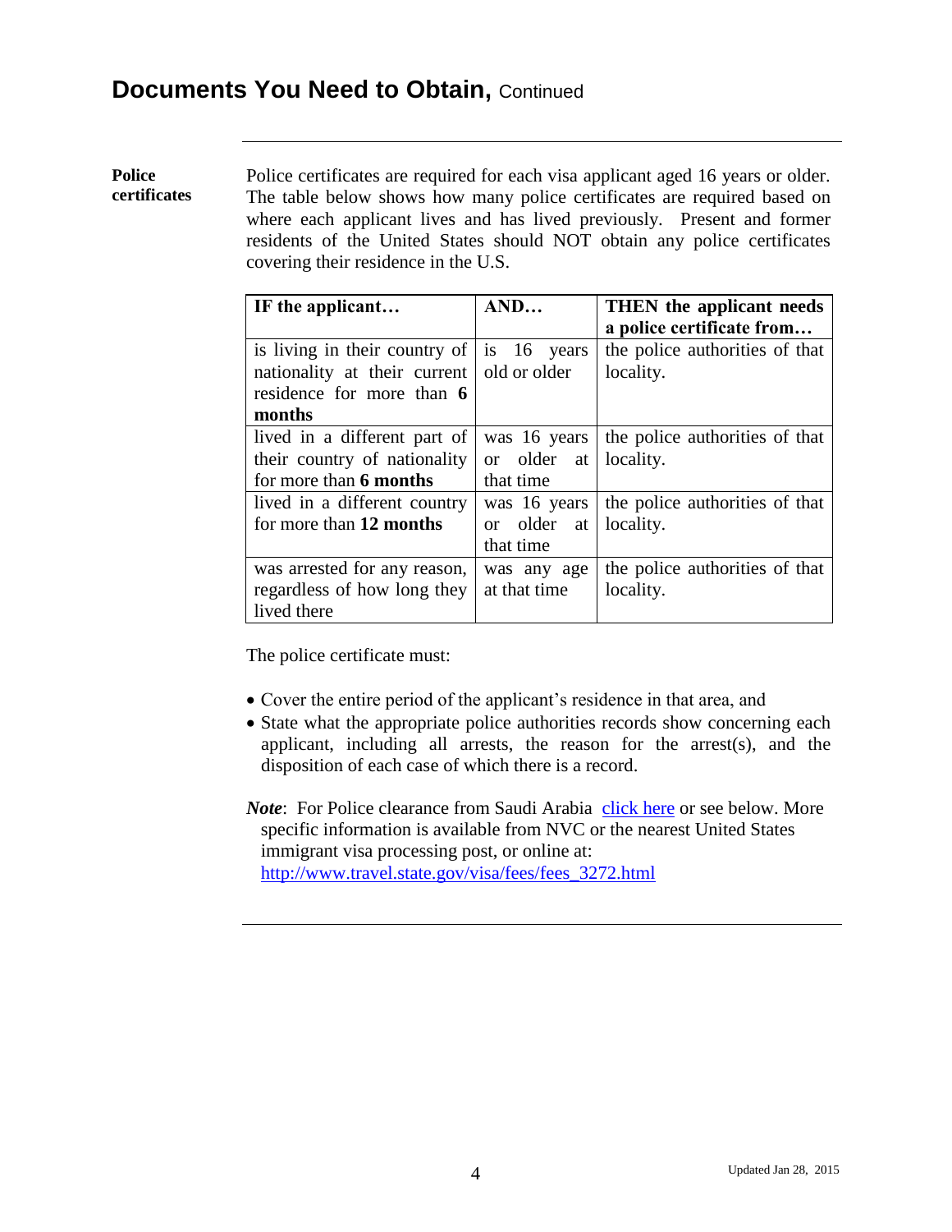# Documents You Need to Obtain, Continued

**Police certificates**

Police certificates are required for each visa applicant aged 16 years or older. The table below shows how many police certificates are required based on where each applicant lives and has lived previously. Present and former residents of the United States should NOT obtain any police certificates covering their residence in the U.S.

| IF the applicant… | AND… | THEN the applicant needs a police certificate from… |
|---|---|---|
| is living in their country of nationality at their current residence for more than **6 months** | is 16 years old or older | the police authorities of that locality. |
| lived in a different part of their country of nationality for more than **6 months** | was 16 years or older at that time | the police authorities of that locality. |
| lived in a different country for more than **12 months** | was 16 years or older at that time | the police authorities of that locality. |
| was arrested for any reason, regardless of how long they lived there | was any age at that time | the police authorities of that locality. |

The police certificate must:

- Cover the entire period of the applicant's residence in that area, and
- State what the appropriate police authorities records show concerning each applicant, including all arrests, the reason for the arrest(s), and the disposition of each case of which there is a record.

***Note***: For Police clearance from Saudi Arabia click here or see below. More specific information is available from NVC or the nearest United States immigrant visa processing post, or online at: http://www.travel.state.gov/visa/fees/fees_3272.html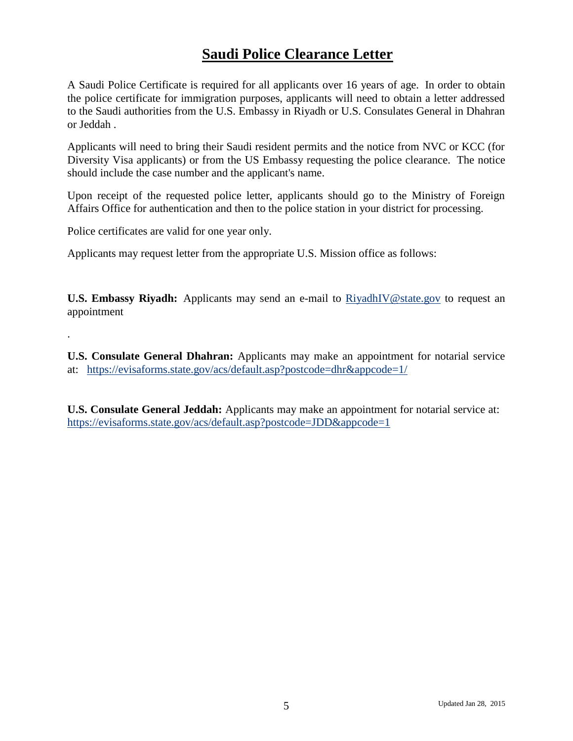# Saudi Police Clearance Letter

A Saudi Police Certificate is required for all applicants over 16 years of age. In order to obtain the police certificate for immigration purposes, applicants will need to obtain a letter addressed to the Saudi authorities from the U.S. Embassy in Riyadh or U.S. Consulates General in Dhahran or Jeddah .

Applicants will need to bring their Saudi resident permits and the notice from NVC or KCC (for Diversity Visa applicants) or from the US Embassy requesting the police clearance. The notice should include the case number and the applicant's name.

Upon receipt of the requested police letter, applicants should go to the Ministry of Foreign Affairs Office for authentication and then to the police station in your district for processing.

Police certificates are valid for one year only.

Applicants may request letter from the appropriate U.S. Mission office as follows:

**U.S. Embassy Riyadh:** Applicants may send an e-mail to RiyadhIV@state.gov to request an appointment

.

**U.S. Consulate General Dhahran:** Applicants may make an appointment for notarial service at: https://evisaforms.state.gov/acs/default.asp?postcode=dhr&appcode=1/

**U.S. Consulate General Jeddah:** Applicants may make an appointment for notarial service at: https://evisaforms.state.gov/acs/default.asp?postcode=JDD&appcode=1

Updated Jan 28, 2015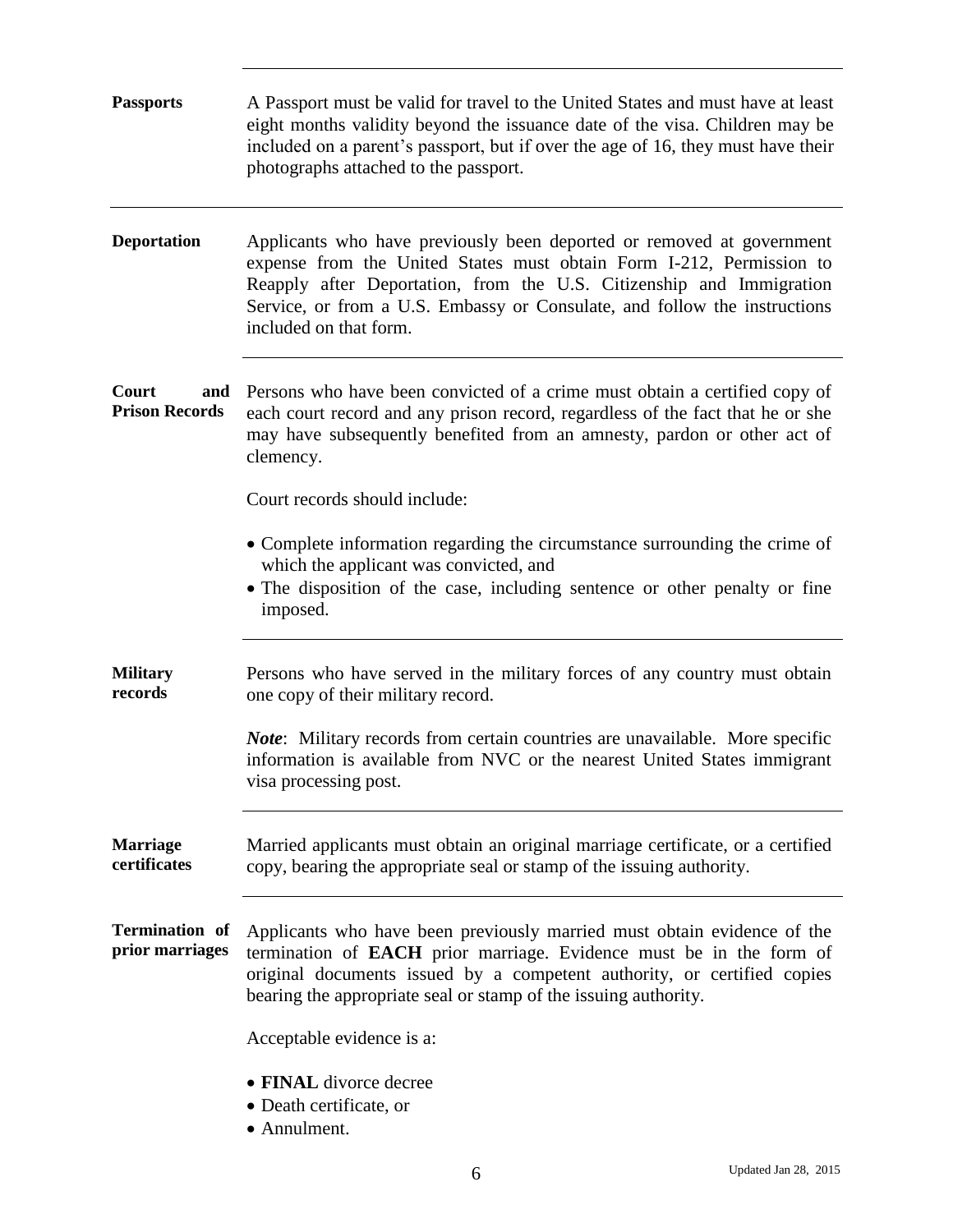**Passports**

A Passport must be valid for travel to the United States and must have at least eight months validity beyond the issuance date of the visa. Children may be included on a parent's passport, but if over the age of 16, they must have their photographs attached to the passport.

---

**Deportation**

Applicants who have previously been deported or removed at government expense from the United States must obtain Form I-212, Permission to Reapply after Deportation, from the U.S. Citizenship and Immigration Service, or from a U.S. Embassy or Consulate, and follow the instructions included on that form.

---

**Court and Prison Records**

Persons who have been convicted of a crime must obtain a certified copy of each court record and any prison record, regardless of the fact that he or she may have subsequently benefited from an amnesty, pardon or other act of clemency.

Court records should include:

- Complete information regarding the circumstance surrounding the crime of which the applicant was convicted, and
- The disposition of the case, including sentence or other penalty or fine imposed.

---

**Military records**

Persons who have served in the military forces of any country must obtain one copy of their military record.

***Note***: Military records from certain countries are unavailable. More specific information is available from NVC or the nearest United States immigrant visa processing post.

---

**Marriage certificates**

Married applicants must obtain an original marriage certificate, or a certified copy, bearing the appropriate seal or stamp of the issuing authority.

---

**Termination of prior marriages**

Applicants who have been previously married must obtain evidence of the termination of **EACH** prior marriage. Evidence must be in the form of original documents issued by a competent authority, or certified copies bearing the appropriate seal or stamp of the issuing authority.

Acceptable evidence is a:

- **FINAL** divorce decree
- Death certificate, or
- Annulment.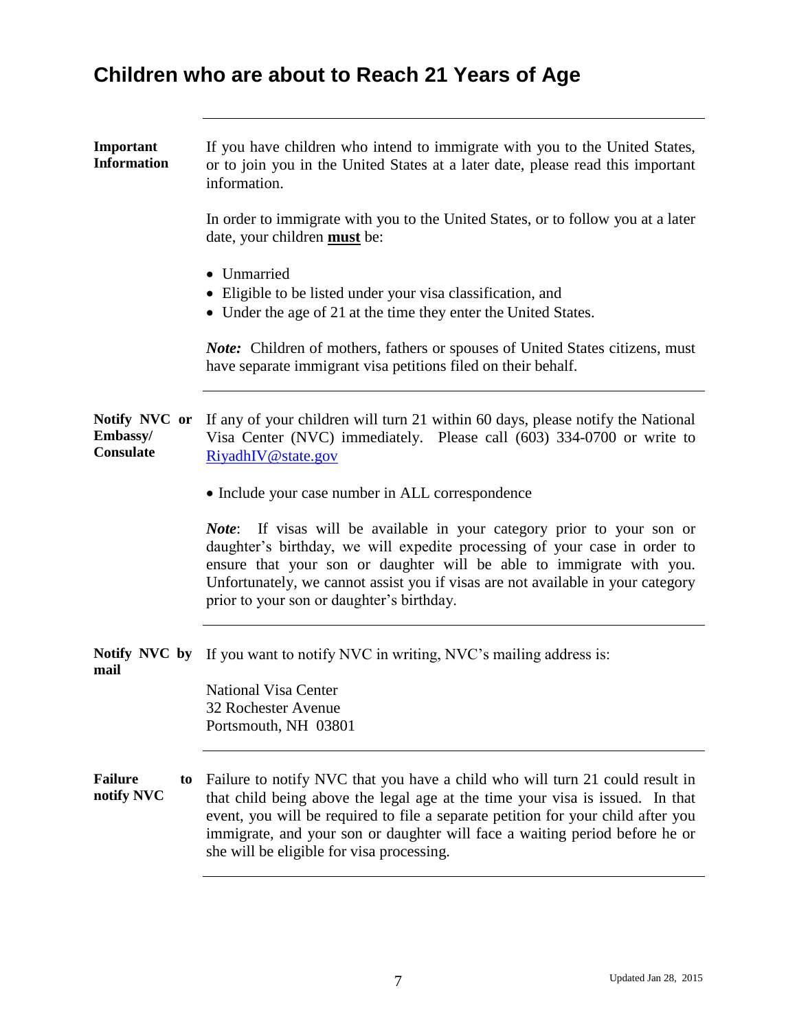# Children who are about to Reach 21 Years of Age

**Important Information**

If you have children who intend to immigrate with you to the United States, or to join you in the United States at a later date, please read this important information.

In order to immigrate with you to the United States, or to follow you at a later date, your children **must** be:

- Unmarried
- Eligible to be listed under your visa classification, and
- Under the age of 21 at the time they enter the United States.

***Note:*** Children of mothers, fathers or spouses of United States citizens, must have separate immigrant visa petitions filed on their behalf.

---

**Notify NVC or Embassy/ Consulate**

If any of your children will turn 21 within 60 days, please notify the National Visa Center (NVC) immediately. Please call (603) 334-0700 or write to RiyadhIV@state.gov

- Include your case number in ALL correspondence

***Note***: If visas will be available in your category prior to your son or daughter's birthday, we will expedite processing of your case in order to ensure that your son or daughter will be able to immigrate with you. Unfortunately, we cannot assist you if visas are not available in your category prior to your son or daughter's birthday.

---

**Notify NVC by mail**

If you want to notify NVC in writing, NVC's mailing address is:

National Visa Center
32 Rochester Avenue
Portsmouth, NH 03801

---

**Failure to notify NVC**

Failure to notify NVC that you have a child who will turn 21 could result in that child being above the legal age at the time your visa is issued. In that event, you will be required to file a separate petition for your child after you immigrate, and your son or daughter will face a waiting period before he or she will be eligible for visa processing.

Updated Jan 28, 2015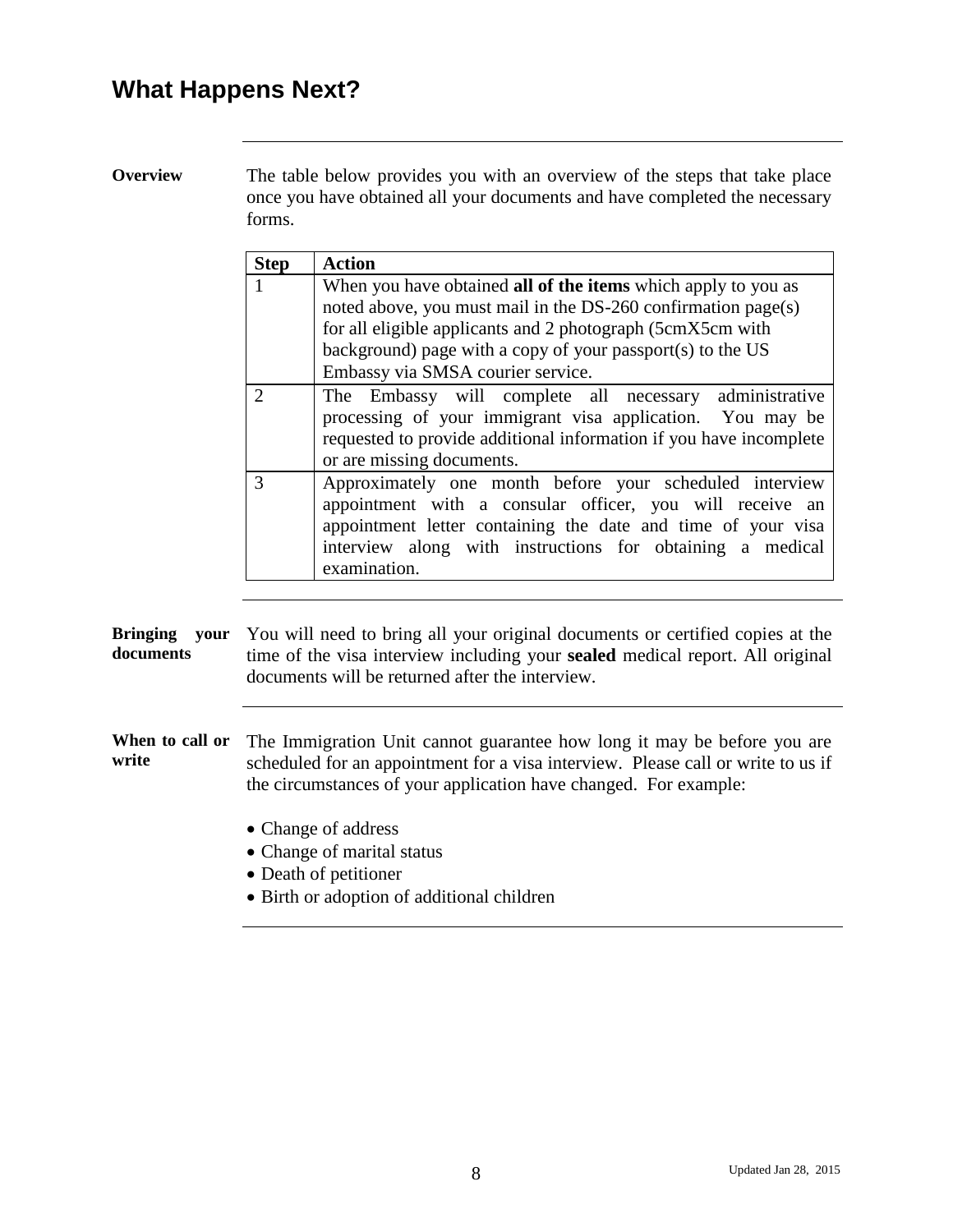# What Happens Next?

**Overview**

The table below provides you with an overview of the steps that take place once you have obtained all your documents and have completed the necessary forms.

| Step | Action |
|---|---|
| 1 | When you have obtained **all of the items** which apply to you as noted above, you must mail in the DS-260 confirmation page(s) for all eligible applicants and 2 photograph (5cmX5cm with background) page with a copy of your passport(s) to the US Embassy via SMSA courier service. |
| 2 | The Embassy will complete all necessary administrative processing of your immigrant visa application. You may be requested to provide additional information if you have incomplete or are missing documents. |
| 3 | Approximately one month before your scheduled interview appointment with a consular officer, you will receive an appointment letter containing the date and time of your visa interview along with instructions for obtaining a medical examination. |

**Bringing your documents**

You will need to bring all your original documents or certified copies at the time of the visa interview including your **sealed** medical report. All original documents will be returned after the interview.

**When to call or write**

The Immigration Unit cannot guarantee how long it may be before you are scheduled for an appointment for a visa interview. Please call or write to us if the circumstances of your application have changed. For example:

- Change of address
- Change of marital status
- Death of petitioner
- Birth or adoption of additional children

Updated Jan 28, 2015